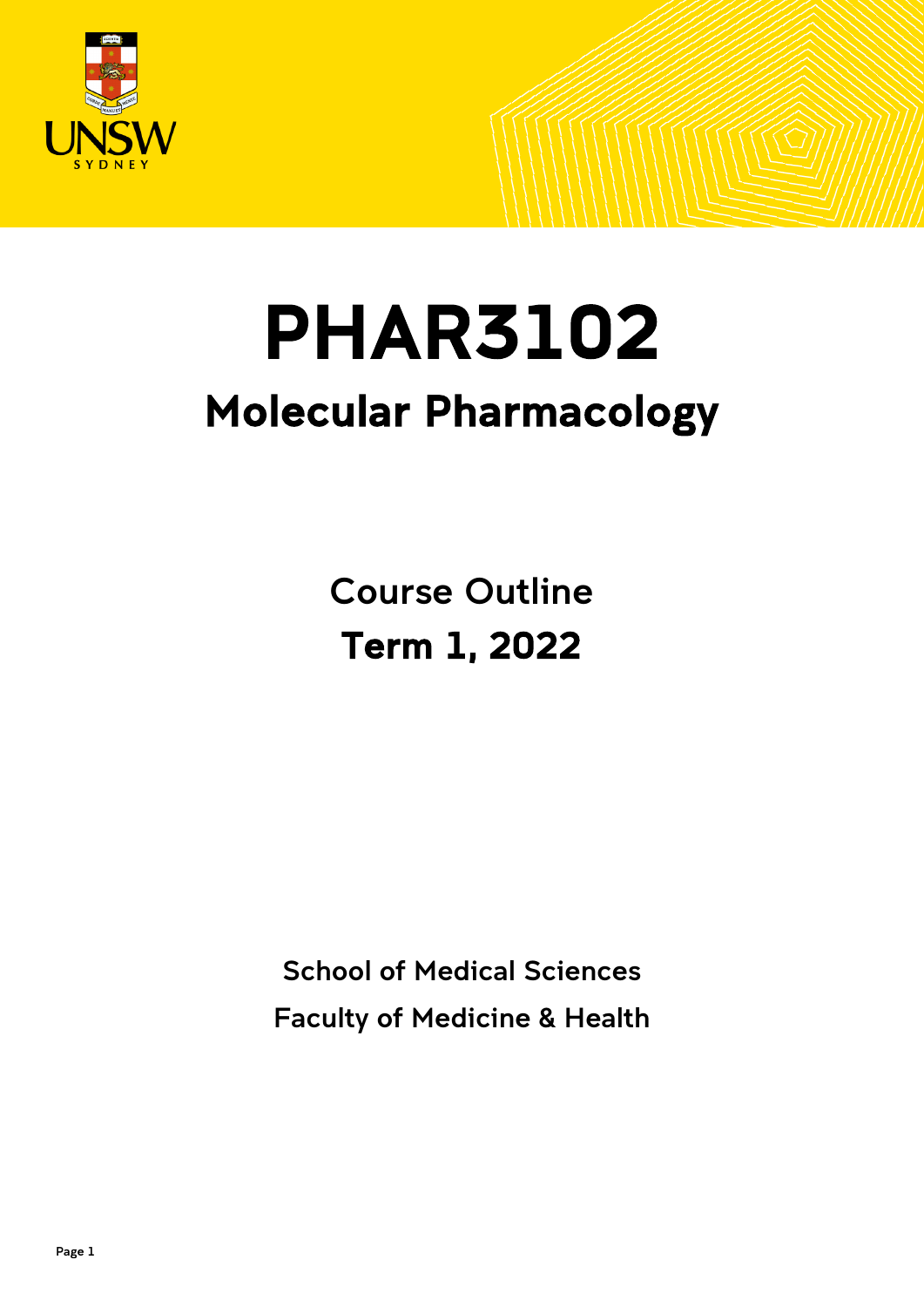# PHAR3102

## Molecular Pharmacology

Course Outline

**Term 1, 2022**

School of Medical Sciences

Faculty of Medicine & Health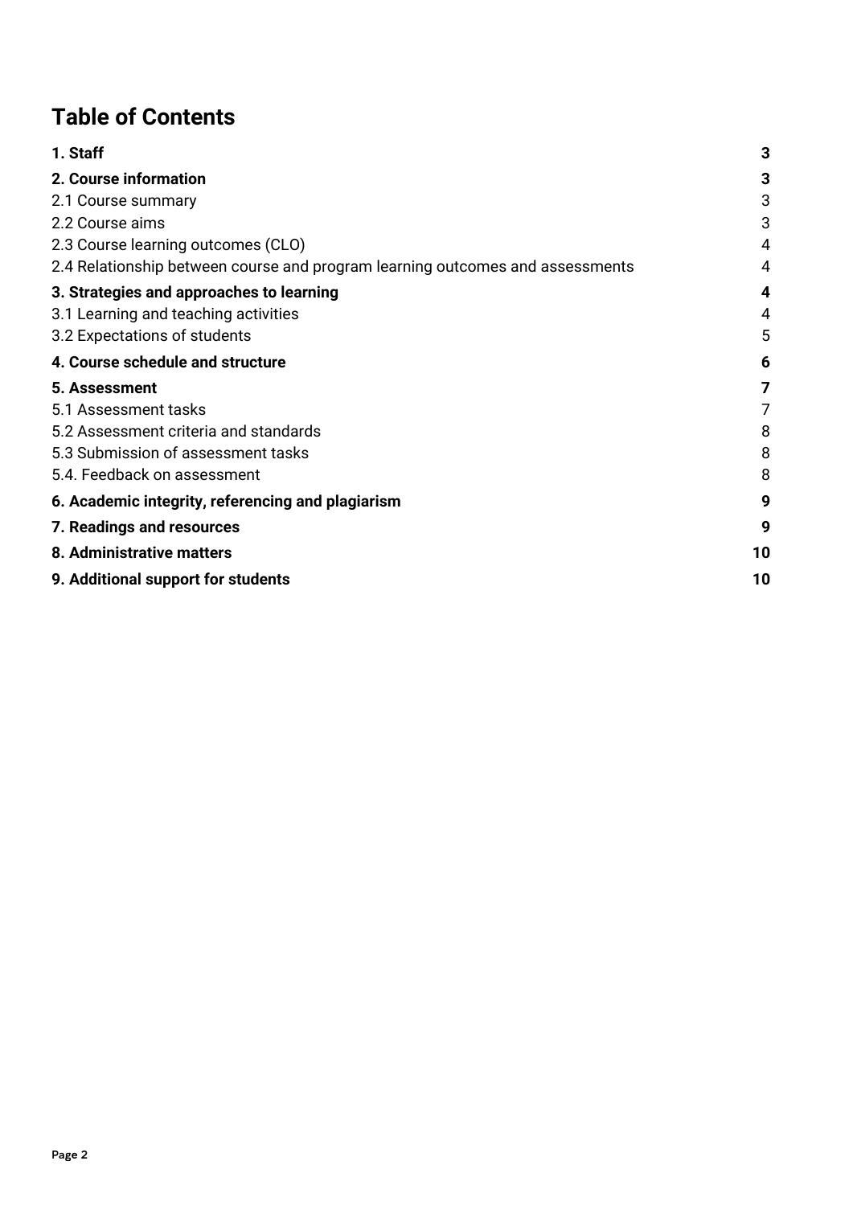# Table of Contents

| | |
|---|---|
| **1. Staff** | **3** |
| **2. Course information** | **3** |
| 2.1 Course summary | 3 |
| 2.2 Course aims | 3 |
| 2.3 Course learning outcomes (CLO) | 4 |
| 2.4 Relationship between course and program learning outcomes and assessments | 4 |
| **3. Strategies and approaches to learning** | **4** |
| 3.1 Learning and teaching activities | 4 |
| 3.2 Expectations of students | 5 |
| **4. Course schedule and structure** | **6** |
| **5. Assessment** | **7** |
| 5.1 Assessment tasks | 7 |
| 5.2 Assessment criteria and standards | 8 |
| 5.3 Submission of assessment tasks | 8 |
| 5.4. Feedback on assessment | 8 |
| **6. Academic integrity, referencing and plagiarism** | **9** |
| **7. Readings and resources** | **9** |
| **8. Administrative matters** | **10** |
| **9. Additional support for students** | **10** |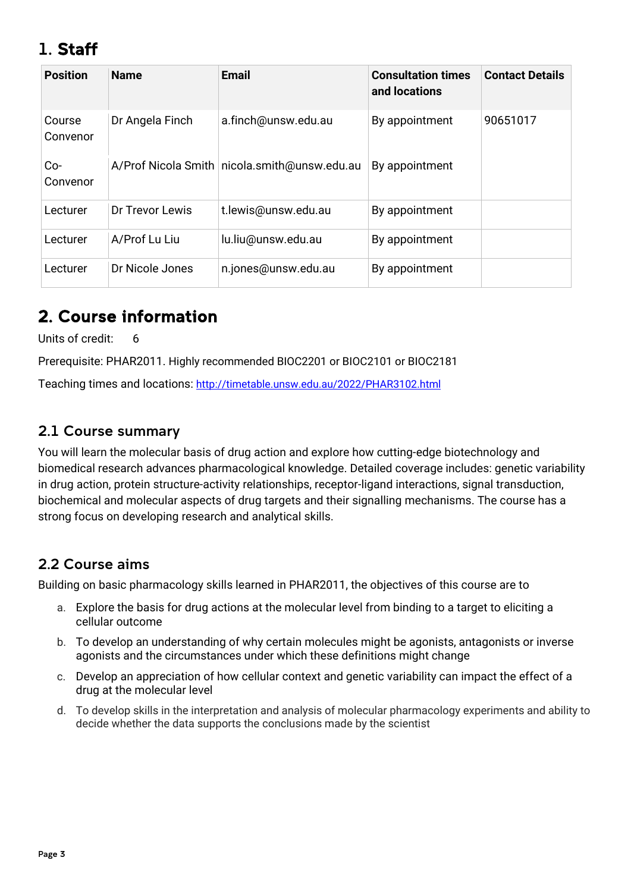# 1. Staff

| Position | Name | Email | Consultation times and locations | Contact Details |
|---|---|---|---|---|
| Course Convenor | Dr Angela Finch | a.finch@unsw.edu.au | By appointment | 90651017 |
| Co-Convenor | A/Prof Nicola Smith | nicola.smith@unsw.edu.au | By appointment | |
| Lecturer | Dr Trevor Lewis | t.lewis@unsw.edu.au | By appointment | |
| Lecturer | A/Prof Lu Liu | lu.liu@unsw.edu.au | By appointment | |
| Lecturer | Dr Nicole Jones | n.jones@unsw.edu.au | By appointment | |

# 2. Course information

Units of credit: 6

Prerequisite: PHAR2011. Highly recommended BIOC2201 or BIOC2101 or BIOC2181

Teaching times and locations: http://timetable.unsw.edu.au/2022/PHAR3102.html

## 2.1 Course summary

You will learn the molecular basis of drug action and explore how cutting-edge biotechnology and biomedical research advances pharmacological knowledge. Detailed coverage includes: genetic variability in drug action, protein structure-activity relationships, receptor-ligand interactions, signal transduction, biochemical and molecular aspects of drug targets and their signalling mechanisms. The course has a strong focus on developing research and analytical skills.

## 2.2 Course aims

Building on basic pharmacology skills learned in PHAR2011, the objectives of this course are to

a. Explore the basis for drug actions at the molecular level from binding to a target to eliciting a cellular outcome
b. To develop an understanding of why certain molecules might be agonists, antagonists or inverse agonists and the circumstances under which these definitions might change
c. Develop an appreciation of how cellular context and genetic variability can impact the effect of a drug at the molecular level
d. To develop skills in the interpretation and analysis of molecular pharmacology experiments and ability to decide whether the data supports the conclusions made by the scientist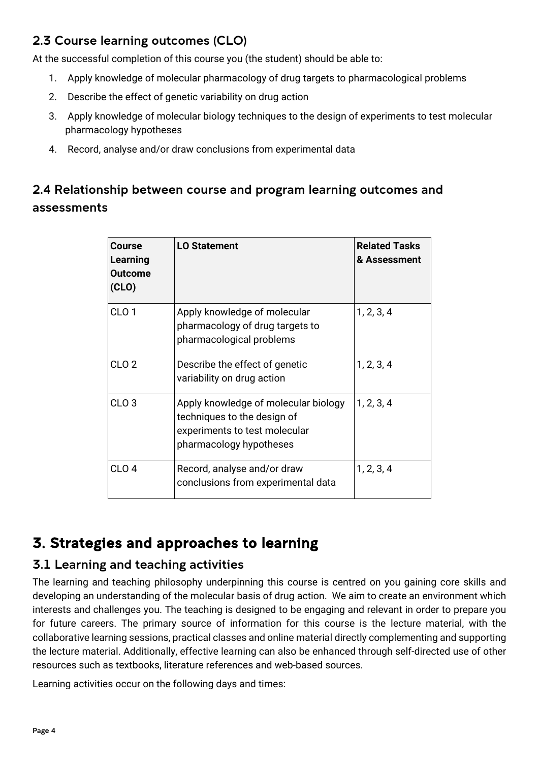### 2.3 Course learning outcomes (CLO)

At the successful completion of this course you (the student) should be able to:

1. Apply knowledge of molecular pharmacology of drug targets to pharmacological problems
2. Describe the effect of genetic variability on drug action
3. Apply knowledge of molecular biology techniques to the design of experiments to test molecular pharmacology hypotheses
4. Record, analyse and/or draw conclusions from experimental data

### 2.4 Relationship between course and program learning outcomes and assessments

| Course Learning Outcome (CLO) | LO Statement | Related Tasks & Assessment |
|---|---|---|
| CLO 1 | Apply knowledge of molecular pharmacology of drug targets to pharmacological problems | 1, 2, 3, 4 |
| CLO 2 | Describe the effect of genetic variability on drug action | 1, 2, 3, 4 |
| CLO 3 | Apply knowledge of molecular biology techniques to the design of experiments to test molecular pharmacology hypotheses | 1, 2, 3, 4 |
| CLO 4 | Record, analyse and/or draw conclusions from experimental data | 1, 2, 3, 4 |

## 3. Strategies and approaches to learning

### 3.1 Learning and teaching activities

The learning and teaching philosophy underpinning this course is centred on you gaining core skills and developing an understanding of the molecular basis of drug action. We aim to create an environment which interests and challenges you. The teaching is designed to be engaging and relevant in order to prepare you for future careers. The primary source of information for this course is the lecture material, with the collaborative learning sessions, practical classes and online material directly complementing and supporting the lecture material. Additionally, effective learning can also be enhanced through self-directed use of other resources such as textbooks, literature references and web-based sources.

Learning activities occur on the following days and times: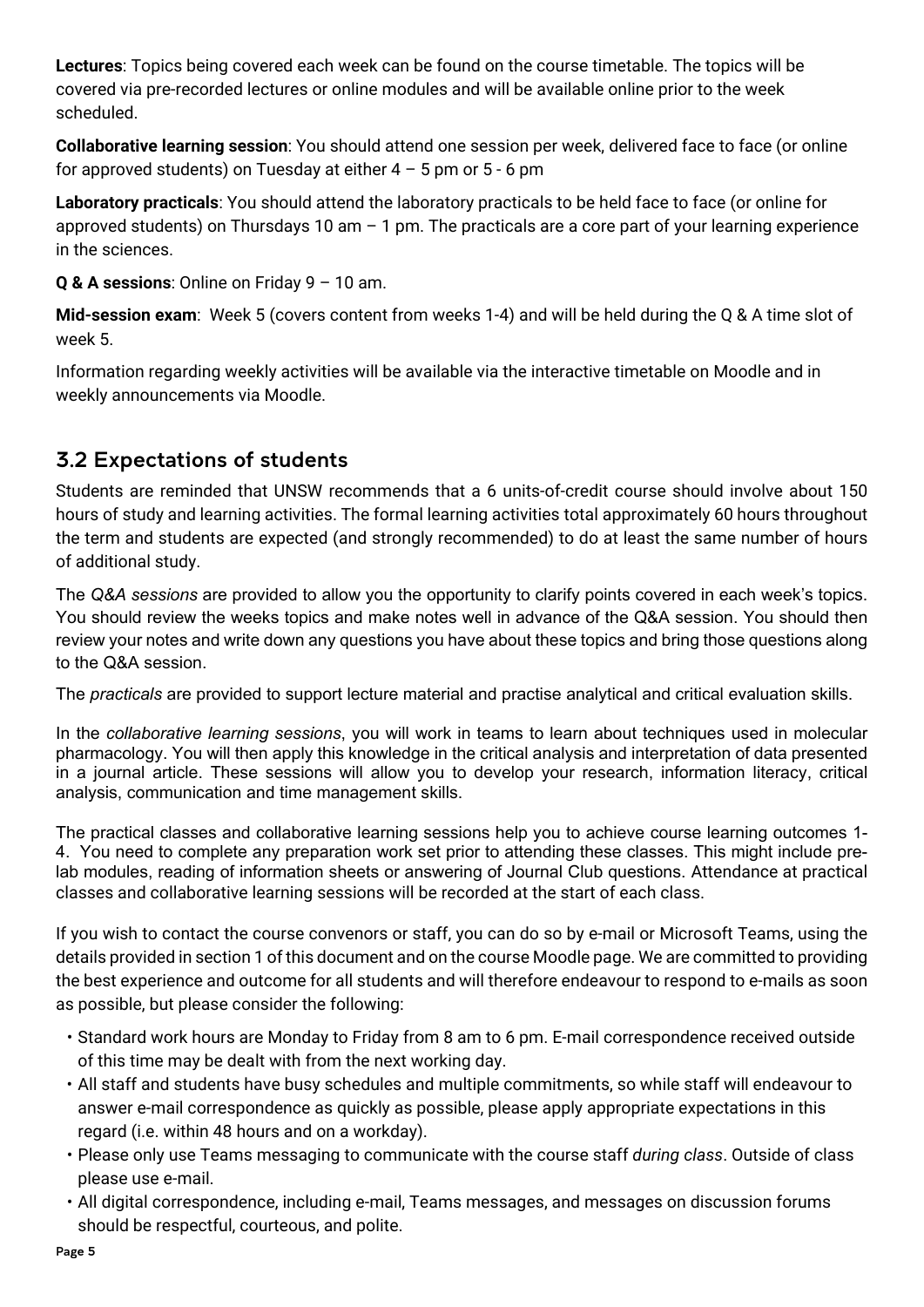**Lectures**: Topics being covered each week can be found on the course timetable. The topics will be covered via pre-recorded lectures or online modules and will be available online prior to the week scheduled.

**Collaborative learning session**: You should attend one session per week, delivered face to face (or online for approved students) on Tuesday at either 4 – 5 pm or 5 - 6 pm

**Laboratory practicals**: You should attend the laboratory practicals to be held face to face (or online for approved students) on Thursdays 10 am – 1 pm. The practicals are a core part of your learning experience in the sciences.

**Q & A sessions**: Online on Friday 9 – 10 am.

**Mid-session exam**: Week 5 (covers content from weeks 1-4) and will be held during the Q & A time slot of week 5.

Information regarding weekly activities will be available via the interactive timetable on Moodle and in weekly announcements via Moodle.

## 3.2 Expectations of students

Students are reminded that UNSW recommends that a 6 units-of-credit course should involve about 150 hours of study and learning activities. The formal learning activities total approximately 60 hours throughout the term and students are expected (and strongly recommended) to do at least the same number of hours of additional study.

The *Q&A sessions* are provided to allow you the opportunity to clarify points covered in each week's topics. You should review the weeks topics and make notes well in advance of the Q&A session. You should then review your notes and write down any questions you have about these topics and bring those questions along to the Q&A session.

The *practicals* are provided to support lecture material and practise analytical and critical evaluation skills.

In the *collaborative learning sessions*, you will work in teams to learn about techniques used in molecular pharmacology. You will then apply this knowledge in the critical analysis and interpretation of data presented in a journal article. These sessions will allow you to develop your research, information literacy, critical analysis, communication and time management skills.

The practical classes and collaborative learning sessions help you to achieve course learning outcomes 1-4. You need to complete any preparation work set prior to attending these classes. This might include pre-lab modules, reading of information sheets or answering of Journal Club questions. Attendance at practical classes and collaborative learning sessions will be recorded at the start of each class.

If you wish to contact the course convenors or staff, you can do so by e-mail or Microsoft Teams, using the details provided in section 1 of this document and on the course Moodle page. We are committed to providing the best experience and outcome for all students and will therefore endeavour to respond to e-mails as soon as possible, but please consider the following:

- Standard work hours are Monday to Friday from 8 am to 6 pm. E-mail correspondence received outside of this time may be dealt with from the next working day.
- All staff and students have busy schedules and multiple commitments, so while staff will endeavour to answer e-mail correspondence as quickly as possible, please apply appropriate expectations in this regard (i.e. within 48 hours and on a workday).
- Please only use Teams messaging to communicate with the course staff *during class*. Outside of class please use e-mail.
- All digital correspondence, including e-mail, Teams messages, and messages on discussion forums should be respectful, courteous, and polite.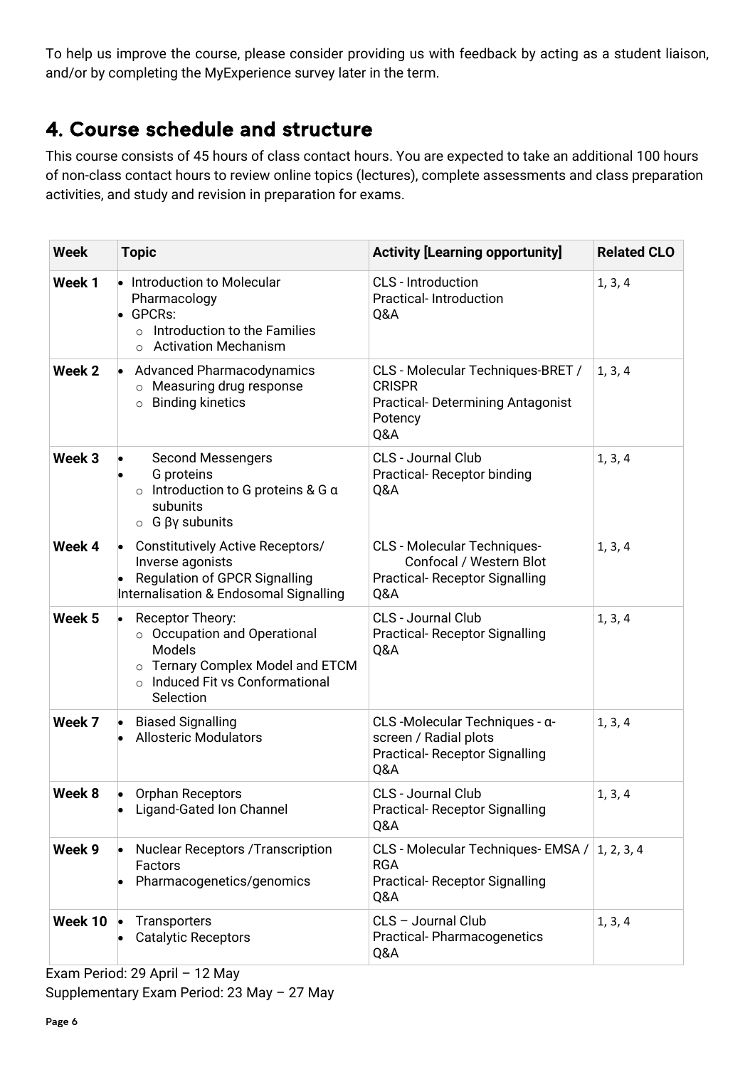To help us improve the course, please consider providing us with feedback by acting as a student liaison, and/or by completing the MyExperience survey later in the term.

## 4. Course schedule and structure

This course consists of 45 hours of class contact hours. You are expected to take an additional 100 hours of non-class contact hours to review online topics (lectures), complete assessments and class preparation activities, and study and revision in preparation for exams.

| Week | Topic | Activity [Learning opportunity] | Related CLO |
|---|---|---|---|
| Week 1 | • Introduction to Molecular Pharmacology<br>• GPCRs:<br>○ Introduction to the Families<br>○ Activation Mechanism | CLS - Introduction<br>Practical- Introduction<br>Q&A | 1, 3, 4 |
| Week 2 | • Advanced Pharmacodynamics<br>○ Measuring drug response<br>○ Binding kinetics | CLS - Molecular Techniques-BRET / CRISPR<br>Practical- Determining Antagonist Potency<br>Q&A | 1, 3, 4 |
| Week 3 | • Second Messengers<br>• G proteins<br>○ Introduction to G proteins & G α subunits<br>○ G βγ subunits | CLS - Journal Club<br>Practical- Receptor binding<br>Q&A | 1, 3, 4 |
| Week 4 | • Constitutively Active Receptors/ Inverse agonists<br>• Regulation of GPCR Signalling<br>Internalisation & Endosomal Signalling | CLS - Molecular Techniques- Confocal / Western Blot<br>Practical- Receptor Signalling<br>Q&A | 1, 3, 4 |
| Week 5 | • Receptor Theory:<br>○ Occupation and Operational Models<br>○ Ternary Complex Model and ETCM<br>○ Induced Fit vs Conformational Selection | CLS - Journal Club<br>Practical- Receptor Signalling<br>Q&A | 1, 3, 4 |
| Week 7 | • Biased Signalling<br>• Allosteric Modulators | CLS -Molecular Techniques - α-screen / Radial plots<br>Practical- Receptor Signalling<br>Q&A | 1, 3, 4 |
| Week 8 | • Orphan Receptors<br>• Ligand-Gated Ion Channel | CLS - Journal Club<br>Practical- Receptor Signalling<br>Q&A | 1, 3, 4 |
| Week 9 | • Nuclear Receptors /Transcription Factors<br>• Pharmacogenetics/genomics | CLS - Molecular Techniques- EMSA / RGA<br>Practical- Receptor Signalling<br>Q&A | 1, 2, 3, 4 |
| Week 10 | • Transporters<br>• Catalytic Receptors | CLS – Journal Club<br>Practical- Pharmacogenetics<br>Q&A | 1, 3, 4 |

Exam Period: 29 April – 12 May

Supplementary Exam Period: 23 May – 27 May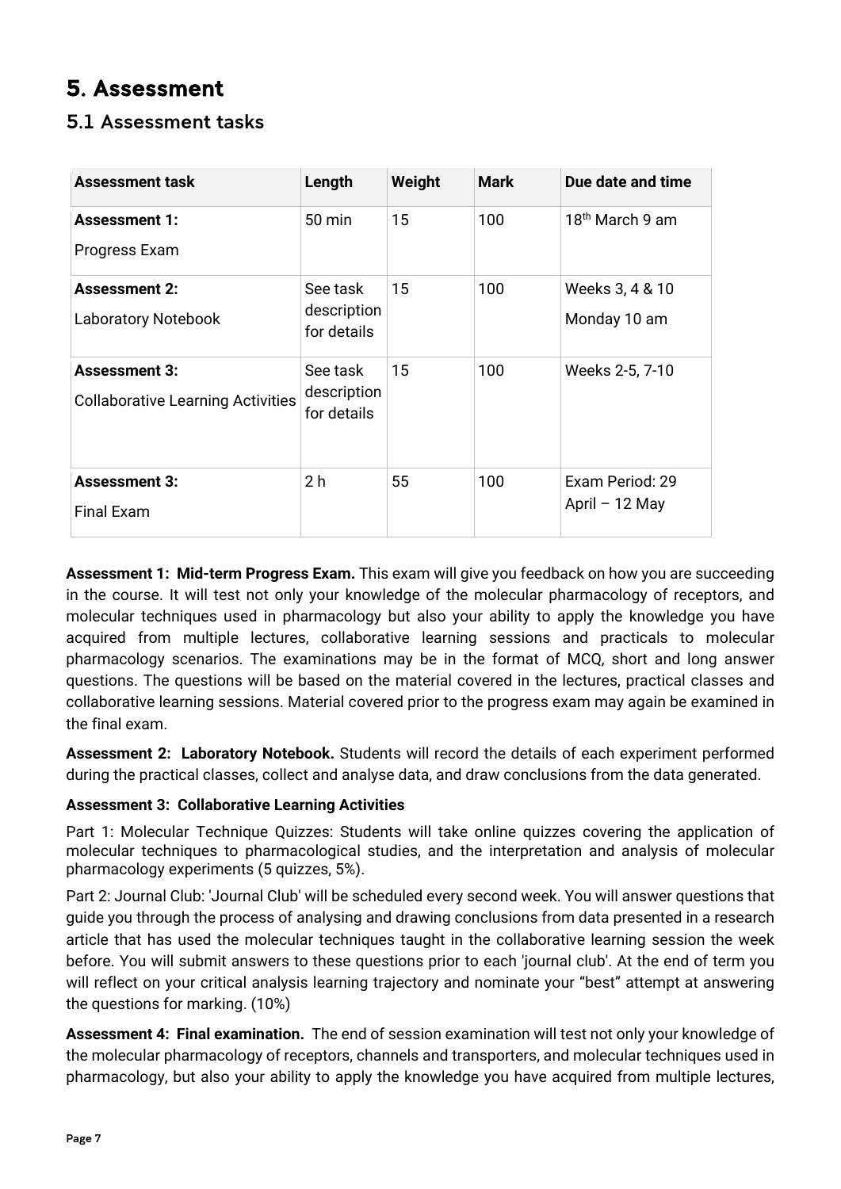# 5. Assessment

## 5.1 Assessment tasks

| Assessment task | Length | Weight | Mark | Due date and time |
| --- | --- | --- | --- | --- |
| **Assessment 1:** Progress Exam | 50 min | 15 | 100 | 18th March 9 am |
| **Assessment 2:** Laboratory Notebook | See task description for details | 15 | 100 | Weeks 3, 4 & 10 Monday 10 am |
| **Assessment 3:** Collaborative Learning Activities | See task description for details | 15 | 100 | Weeks 2-5, 7-10 |
| **Assessment 3:** Final Exam | 2 h | 55 | 100 | Exam Period: 29 April – 12 May |

**Assessment 1: Mid-term Progress Exam.** This exam will give you feedback on how you are succeeding in the course. It will test not only your knowledge of the molecular pharmacology of receptors, and molecular techniques used in pharmacology but also your ability to apply the knowledge you have acquired from multiple lectures, collaborative learning sessions and practicals to molecular pharmacology scenarios. The examinations may be in the format of MCQ, short and long answer questions. The questions will be based on the material covered in the lectures, practical classes and collaborative learning sessions. Material covered prior to the progress exam may again be examined in the final exam.

**Assessment 2: Laboratory Notebook.** Students will record the details of each experiment performed during the practical classes, collect and analyse data, and draw conclusions from the data generated.

**Assessment 3: Collaborative Learning Activities**

Part 1: Molecular Technique Quizzes: Students will take online quizzes covering the application of molecular techniques to pharmacological studies, and the interpretation and analysis of molecular pharmacology experiments (5 quizzes, 5%).

Part 2: Journal Club: 'Journal Club' will be scheduled every second week. You will answer questions that guide you through the process of analysing and drawing conclusions from data presented in a research article that has used the molecular techniques taught in the collaborative learning session the week before. You will submit answers to these questions prior to each 'journal club'. At the end of term you will reflect on your critical analysis learning trajectory and nominate your "best" attempt at answering the questions for marking. (10%)

**Assessment 4: Final examination.** The end of session examination will test not only your knowledge of the molecular pharmacology of receptors, channels and transporters, and molecular techniques used in pharmacology, but also your ability to apply the knowledge you have acquired from multiple lectures,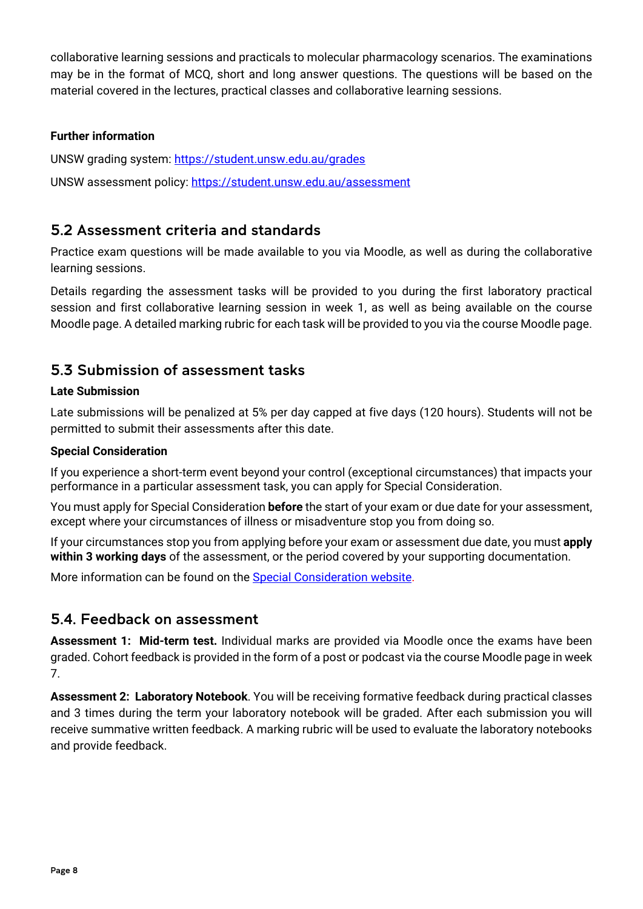collaborative learning sessions and practicals to molecular pharmacology scenarios. The examinations may be in the format of MCQ, short and long answer questions. The questions will be based on the material covered in the lectures, practical classes and collaborative learning sessions.

**Further information**

UNSW grading system: [https://student.unsw.edu.au/grades](https://student.unsw.edu.au/grades)

UNSW assessment policy: [https://student.unsw.edu.au/assessment](https://student.unsw.edu.au/assessment)

## 5.2 Assessment criteria and standards

Practice exam questions will be made available to you via Moodle, as well as during the collaborative learning sessions.

Details regarding the assessment tasks will be provided to you during the first laboratory practical session and first collaborative learning session in week 1, as well as being available on the course Moodle page. A detailed marking rubric for each task will be provided to you via the course Moodle page.

## 5.3 Submission of assessment tasks

**Late Submission**

Late submissions will be penalized at 5% per day capped at five days (120 hours). Students will not be permitted to submit their assessments after this date.

**Special Consideration**

If you experience a short-term event beyond your control (exceptional circumstances) that impacts your performance in a particular assessment task, you can apply for Special Consideration.

You must apply for Special Consideration **before** the start of your exam or due date for your assessment, except where your circumstances of illness or misadventure stop you from doing so.

If your circumstances stop you from applying before your exam or assessment due date, you must **apply within 3 working days** of the assessment, or the period covered by your supporting documentation.

More information can be found on the Special Consideration website.

## 5.4. Feedback on assessment

**Assessment 1: Mid-term test.** Individual marks are provided via Moodle once the exams have been graded. Cohort feedback is provided in the form of a post or podcast via the course Moodle page in week 7.

**Assessment 2: Laboratory Notebook**. You will be receiving formative feedback during practical classes and 3 times during the term your laboratory notebook will be graded. After each submission you will receive summative written feedback. A marking rubric will be used to evaluate the laboratory notebooks and provide feedback.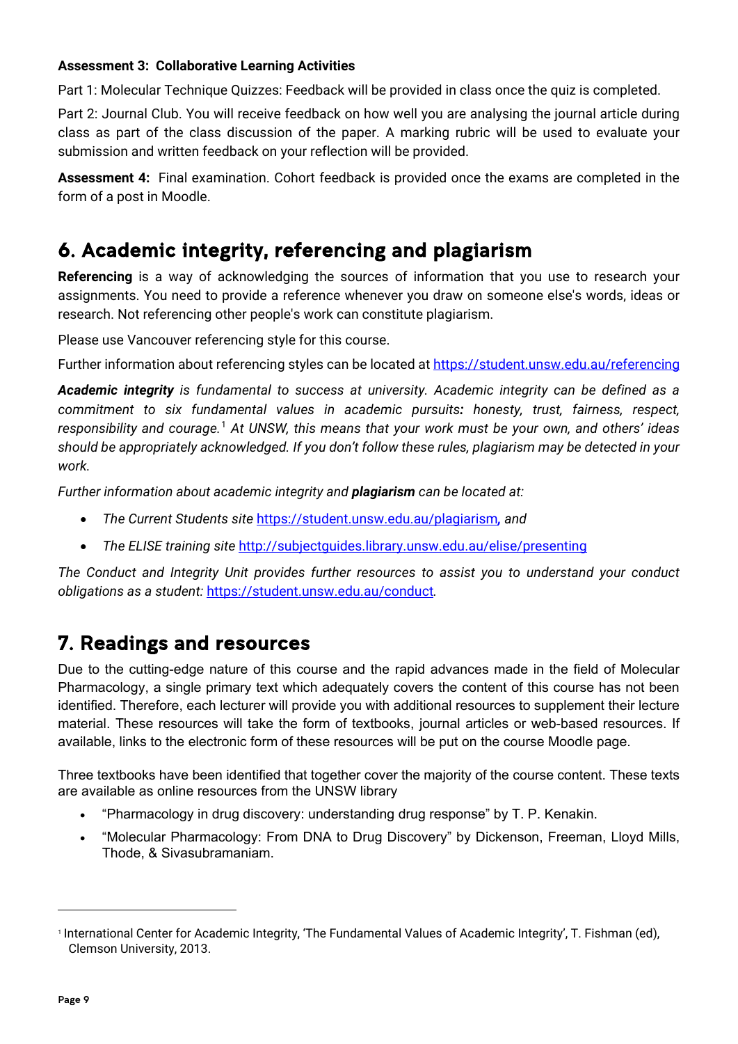**Assessment 3: Collaborative Learning Activities**

Part 1: Molecular Technique Quizzes: Feedback will be provided in class once the quiz is completed.

Part 2: Journal Club. You will receive feedback on how well you are analysing the journal article during class as part of the class discussion of the paper. A marking rubric will be used to evaluate your submission and written feedback on your reflection will be provided.

**Assessment 4:** Final examination. Cohort feedback is provided once the exams are completed in the form of a post in Moodle.

## 6. Academic integrity, referencing and plagiarism

**Referencing** is a way of acknowledging the sources of information that you use to research your assignments. You need to provide a reference whenever you draw on someone else's words, ideas or research. Not referencing other people's work can constitute plagiarism.

Please use Vancouver referencing style for this course.

Further information about referencing styles can be located at https://student.unsw.edu.au/referencing

***Academic integrity*** *is fundamental to success at university. Academic integrity can be defined as a commitment to six fundamental values in academic pursuits**:** honesty, trust, fairness, respect, responsibility and courage.*[1] *At UNSW, this means that your work must be your own, and others' ideas should be appropriately acknowledged. If you don't follow these rules, plagiarism may be detected in your work.*

*Further information about academic integrity and* ***plagiarism*** *can be located at:*

- *The Current Students site* https://student.unsw.edu.au/plagiarism*, and*
- *The ELISE training site* http://subjectguides.library.unsw.edu.au/elise/presenting

*The Conduct and Integrity Unit provides further resources to assist you to understand your conduct obligations as a student:* https://student.unsw.edu.au/conduct*.*

## 7. Readings and resources

Due to the cutting-edge nature of this course and the rapid advances made in the field of Molecular Pharmacology, a single primary text which adequately covers the content of this course has not been identified. Therefore, each lecturer will provide you with additional resources to supplement their lecture material. These resources will take the form of textbooks, journal articles or web-based resources. If available, links to the electronic form of these resources will be put on the course Moodle page.

Three textbooks have been identified that together cover the majority of the course content. These texts are available as online resources from the UNSW library

- "Pharmacology in drug discovery: understanding drug response" by T. P. Kenakin.
- "Molecular Pharmacology: From DNA to Drug Discovery" by Dickenson, Freeman, Lloyd Mills, Thode, & Sivasubramaniam.

---

[1] International Center for Academic Integrity, 'The Fundamental Values of Academic Integrity', T. Fishman (ed), Clemson University, 2013.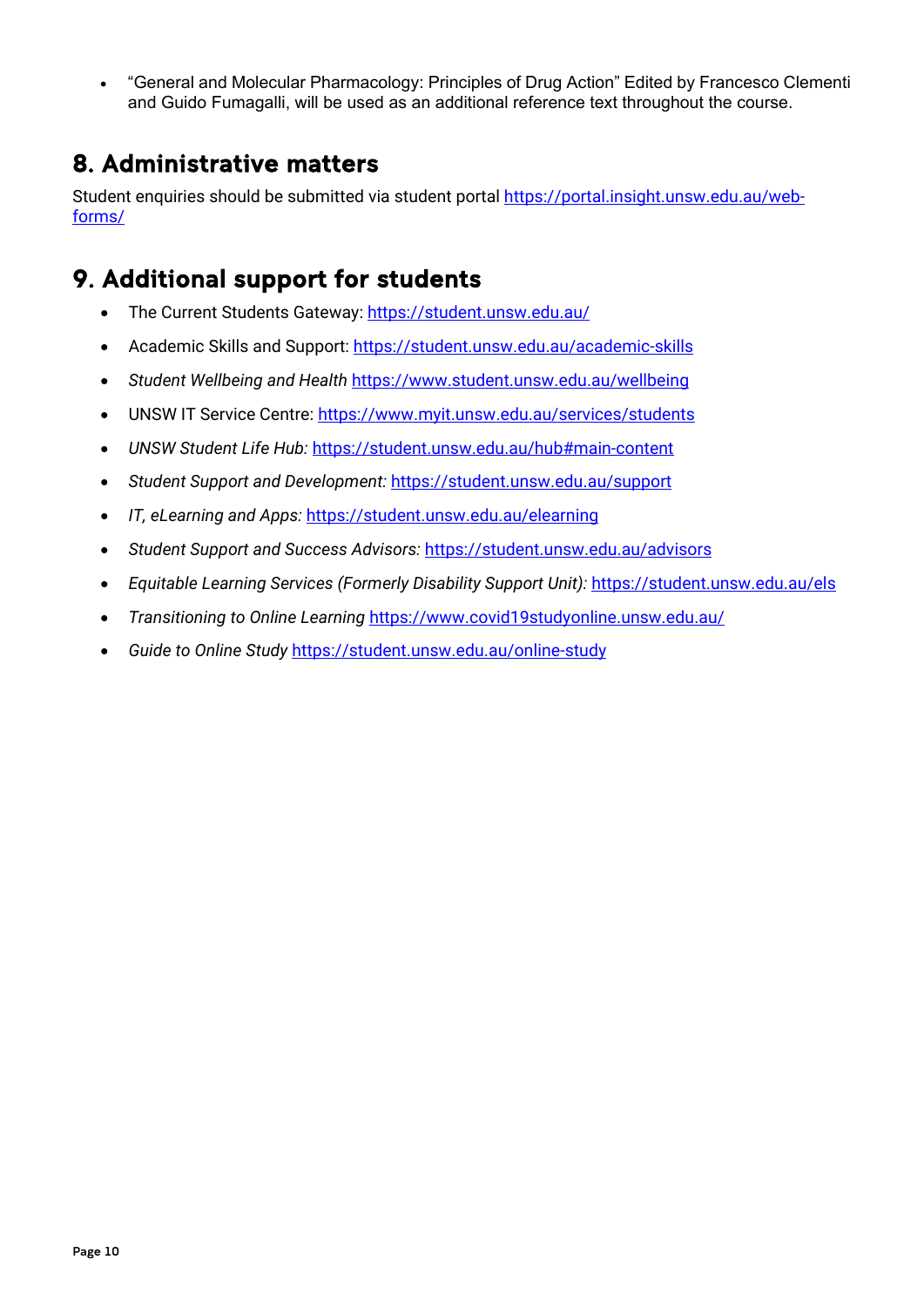- "General and Molecular Pharmacology: Principles of Drug Action" Edited by Francesco Clementi and Guido Fumagalli, will be used as an additional reference text throughout the course.

## 8. Administrative matters

Student enquiries should be submitted via student portal https://portal.insight.unsw.edu.au/web-forms/

## 9. Additional support for students

- The Current Students Gateway: https://student.unsw.edu.au/
- Academic Skills and Support: https://student.unsw.edu.au/academic-skills
- *Student Wellbeing and Health* https://www.student.unsw.edu.au/wellbeing
- UNSW IT Service Centre: https://www.myit.unsw.edu.au/services/students
- *UNSW Student Life Hub:* https://student.unsw.edu.au/hub#main-content
- *Student Support and Development:* https://student.unsw.edu.au/support
- *IT, eLearning and Apps:* https://student.unsw.edu.au/elearning
- *Student Support and Success Advisors:* https://student.unsw.edu.au/advisors
- *Equitable Learning Services (Formerly Disability Support Unit):* https://student.unsw.edu.au/els
- *Transitioning to Online Learning* https://www.covid19studyonline.unsw.edu.au/
- *Guide to Online Study* https://student.unsw.edu.au/online-study